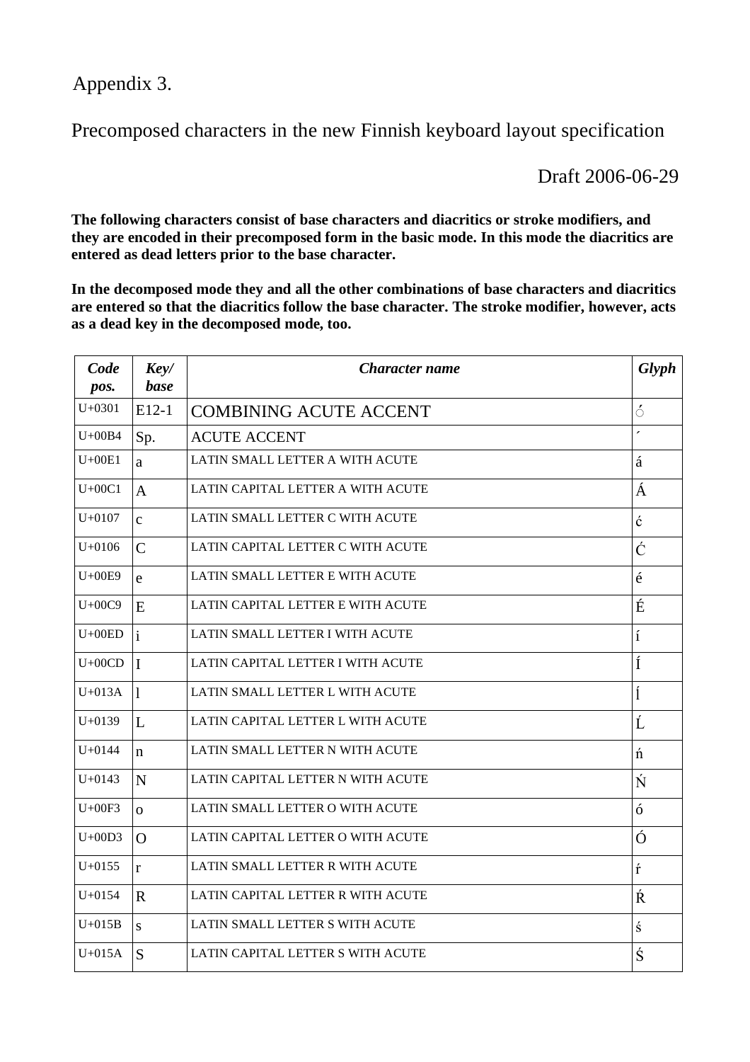Appendix 3.

# Precomposed characters in the new Finnish keyboard layout specification

Draft 2006-06-29

**The following characters consist of base characters and diacritics or stroke modifiers, and they are encoded in their precomposed form in the basic mode. In this mode the diacritics are entered as dead letters prior to the base character.**

**In the decomposed mode they and all the other combinations of base characters and diacritics are entered so that the diacritics follow the base character. The stroke modifier, however, acts as a dead key in the decomposed mode, too.**

| ***Code pos.*** | ***Key/ base*** | ***Character name*** | ***Glyph*** |
|---|---|---|---|
| U+0301 | E12-1 | COMBINING ACUTE ACCENT | ◌́ |
| U+00B4 | Sp. | ACUTE ACCENT | ´ |
| U+00E1 | a | LATIN SMALL LETTER A WITH ACUTE | á |
| U+00C1 | A | LATIN CAPITAL LETTER A WITH ACUTE | Á |
| U+0107 | c | LATIN SMALL LETTER C WITH ACUTE | ć |
| U+0106 | C | LATIN CAPITAL LETTER C WITH ACUTE | Ć |
| U+00E9 | e | LATIN SMALL LETTER E WITH ACUTE | é |
| U+00C9 | E | LATIN CAPITAL LETTER E WITH ACUTE | É |
| U+00ED | i | LATIN SMALL LETTER I WITH ACUTE | í |
| U+00CD | I | LATIN CAPITAL LETTER I WITH ACUTE | Í |
| U+013A | l | LATIN SMALL LETTER L WITH ACUTE | ĺ |
| U+0139 | L | LATIN CAPITAL LETTER L WITH ACUTE | Ĺ |
| U+0144 | n | LATIN SMALL LETTER N WITH ACUTE | ń |
| U+0143 | N | LATIN CAPITAL LETTER N WITH ACUTE | Ń |
| U+00F3 | o | LATIN SMALL LETTER O WITH ACUTE | ó |
| U+00D3 | O | LATIN CAPITAL LETTER O WITH ACUTE | Ó |
| U+0155 | r | LATIN SMALL LETTER R WITH ACUTE | ŕ |
| U+0154 | R | LATIN CAPITAL LETTER R WITH ACUTE | Ŕ |
| U+015B | s | LATIN SMALL LETTER S WITH ACUTE | ś |
| U+015A | S | LATIN CAPITAL LETTER S WITH ACUTE | Ś |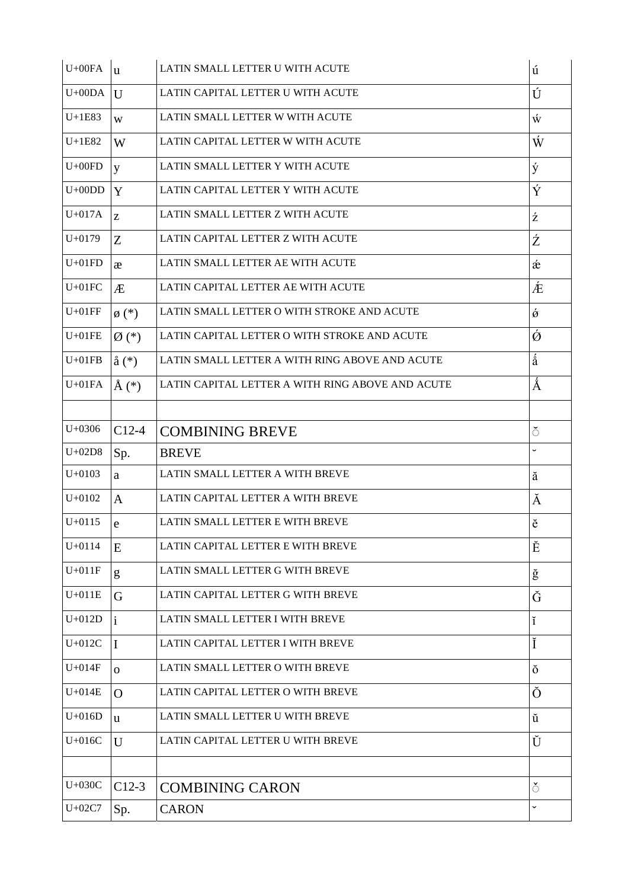| U+00FA | u | LATIN SMALL LETTER U WITH ACUTE | ú |
|---|---|---|---|
| U+00DA | U | LATIN CAPITAL LETTER U WITH ACUTE | Ú |
| U+1E83 | w | LATIN SMALL LETTER W WITH ACUTE | ẃ |
| U+1E82 | W | LATIN CAPITAL LETTER W WITH ACUTE | Ẃ |
| U+00FD | y | LATIN SMALL LETTER Y WITH ACUTE | ý |
| U+00DD | Y | LATIN CAPITAL LETTER Y WITH ACUTE | Ý |
| U+017A | z | LATIN SMALL LETTER Z WITH ACUTE | ź |
| U+0179 | Z | LATIN CAPITAL LETTER Z WITH ACUTE | Ź |
| U+01FD | æ | LATIN SMALL LETTER AE WITH ACUTE | ǽ |
| U+01FC | Æ | LATIN CAPITAL LETTER AE WITH ACUTE | Ǽ |
| U+01FF | ø (*) | LATIN SMALL LETTER O WITH STROKE AND ACUTE | ǿ |
| U+01FE | Ø (*) | LATIN CAPITAL LETTER O WITH STROKE AND ACUTE | Ǿ |
| U+01FB | å (*) | LATIN SMALL LETTER A WITH RING ABOVE AND ACUTE | ǻ |
| U+01FA | Å (*) | LATIN CAPITAL LETTER A WITH RING ABOVE AND ACUTE | Ǻ |
| | | | |
| U+0306 | C12-4 | COMBINING BREVE | ◌̆ |
| U+02D8 | Sp. | BREVE | ˘ |
| U+0103 | a | LATIN SMALL LETTER A WITH BREVE | ă |
| U+0102 | A | LATIN CAPITAL LETTER A WITH BREVE | Ă |
| U+0115 | e | LATIN SMALL LETTER E WITH BREVE | ĕ |
| U+0114 | E | LATIN CAPITAL LETTER E WITH BREVE | Ĕ |
| U+011F | g | LATIN SMALL LETTER G WITH BREVE | ğ |
| U+011E | G | LATIN CAPITAL LETTER G WITH BREVE | Ğ |
| U+012D | i | LATIN SMALL LETTER I WITH BREVE | ĭ |
| U+012C | I | LATIN CAPITAL LETTER I WITH BREVE | Ĭ |
| U+014F | o | LATIN SMALL LETTER O WITH BREVE | ŏ |
| U+014E | O | LATIN CAPITAL LETTER O WITH BREVE | Ŏ |
| U+016D | u | LATIN SMALL LETTER U WITH BREVE | ŭ |
| U+016C | U | LATIN CAPITAL LETTER U WITH BREVE | Ŭ |
| | | | |
| U+030C | C12-3 | COMBINING CARON | ◌̌ |
| U+02C7 | Sp. | CARON | ˇ |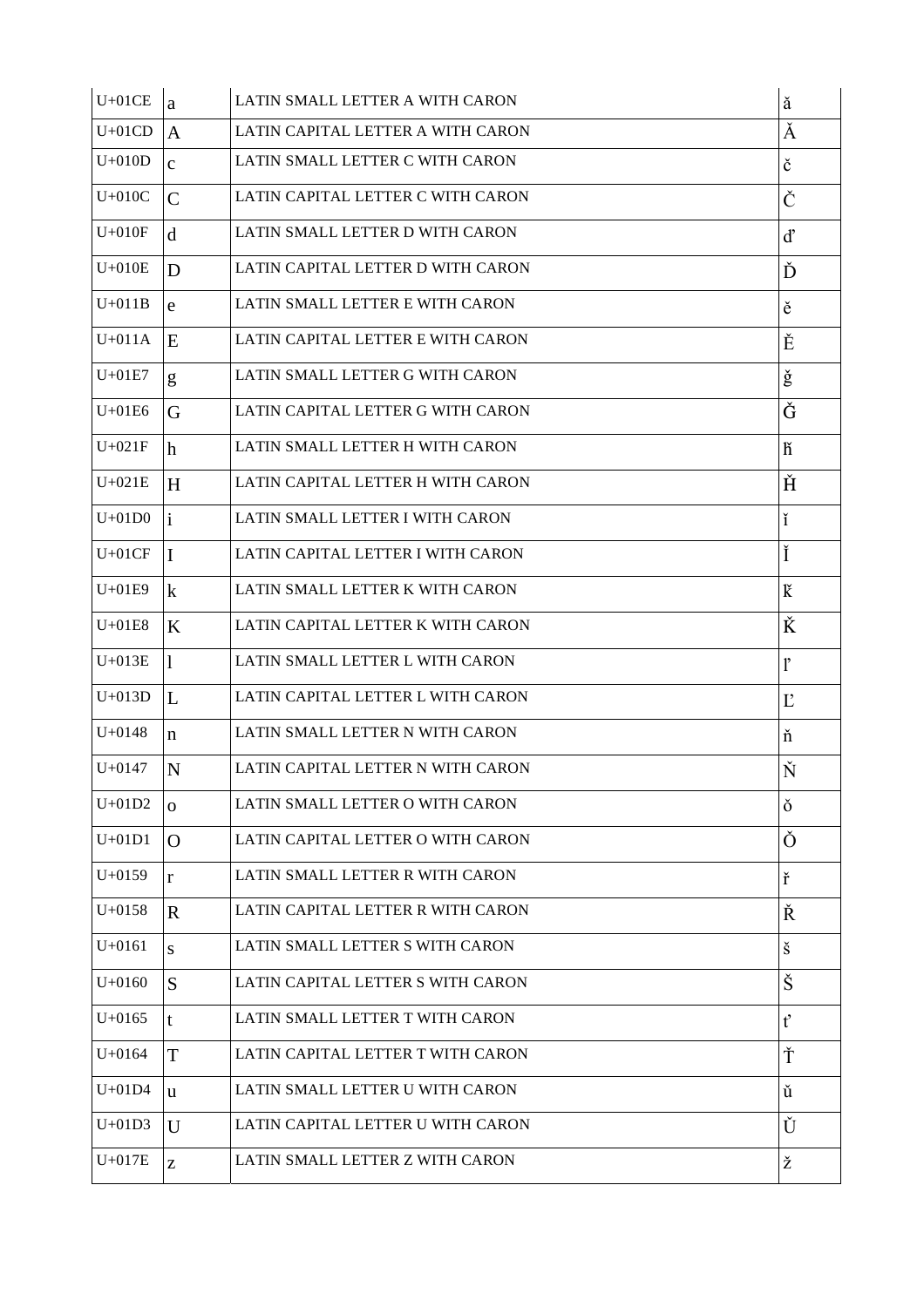| U+01CE | a | LATIN SMALL LETTER A WITH CARON | ǎ |
|---|---|---|---|
| U+01CD | A | LATIN CAPITAL LETTER A WITH CARON | Ǎ |
| U+010D | c | LATIN SMALL LETTER C WITH CARON | č |
| U+010C | C | LATIN CAPITAL LETTER C WITH CARON | Č |
| U+010F | d | LATIN SMALL LETTER D WITH CARON | ď |
| U+010E | D | LATIN CAPITAL LETTER D WITH CARON | Ď |
| U+011B | e | LATIN SMALL LETTER E WITH CARON | ě |
| U+011A | E | LATIN CAPITAL LETTER E WITH CARON | Ě |
| U+01E7 | g | LATIN SMALL LETTER G WITH CARON | ǧ |
| U+01E6 | G | LATIN CAPITAL LETTER G WITH CARON | Ǧ |
| U+021F | h | LATIN SMALL LETTER H WITH CARON | ȟ |
| U+021E | H | LATIN CAPITAL LETTER H WITH CARON | Ȟ |
| U+01D0 | i | LATIN SMALL LETTER I WITH CARON | ǐ |
| U+01CF | I | LATIN CAPITAL LETTER I WITH CARON | Ǐ |
| U+01E9 | k | LATIN SMALL LETTER K WITH CARON | ǩ |
| U+01E8 | K | LATIN CAPITAL LETTER K WITH CARON | Ǩ |
| U+013E | l | LATIN SMALL LETTER L WITH CARON | ľ |
| U+013D | L | LATIN CAPITAL LETTER L WITH CARON | Ľ |
| U+0148 | n | LATIN SMALL LETTER N WITH CARON | ň |
| U+0147 | N | LATIN CAPITAL LETTER N WITH CARON | Ň |
| U+01D2 | o | LATIN SMALL LETTER O WITH CARON | ǒ |
| U+01D1 | O | LATIN CAPITAL LETTER O WITH CARON | Ǒ |
| U+0159 | r | LATIN SMALL LETTER R WITH CARON | ř |
| U+0158 | R | LATIN CAPITAL LETTER R WITH CARON | Ř |
| U+0161 | s | LATIN SMALL LETTER S WITH CARON | š |
| U+0160 | S | LATIN CAPITAL LETTER S WITH CARON | Š |
| U+0165 | t | LATIN SMALL LETTER T WITH CARON | ť |
| U+0164 | T | LATIN CAPITAL LETTER T WITH CARON | Ť |
| U+01D4 | u | LATIN SMALL LETTER U WITH CARON | ǔ |
| U+01D3 | U | LATIN CAPITAL LETTER U WITH CARON | Ǔ |
| U+017E | z | LATIN SMALL LETTER Z WITH CARON | ž |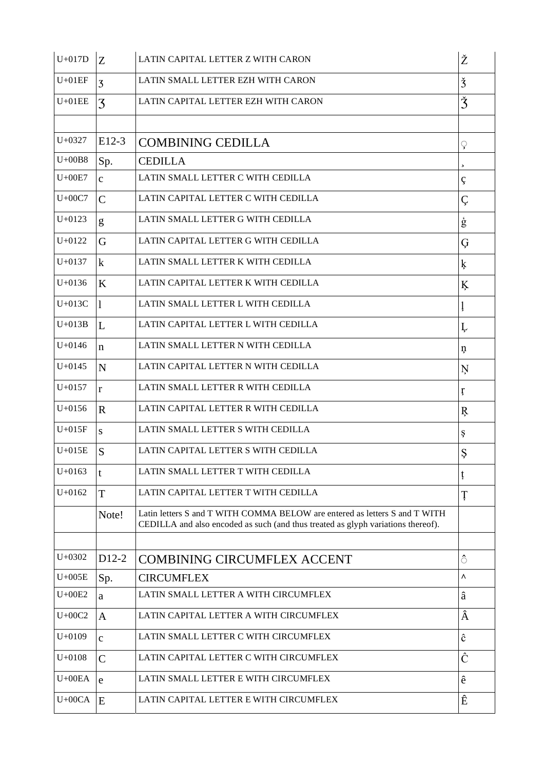| | | | |
|---|---|---|---|
| U+017D | Z | LATIN CAPITAL LETTER Z WITH CARON | Ž |
| U+01EF | ʒ | LATIN SMALL LETTER EZH WITH CARON | ǯ |
| U+01EE | Ʒ | LATIN CAPITAL LETTER EZH WITH CARON | Ǯ |
| | | | |
| U+0327 | E12-3 | COMBINING CEDILLA | ◌̧ |
| U+00B8 | Sp. | CEDILLA | ¸ |
| U+00E7 | c | LATIN SMALL LETTER C WITH CEDILLA | ç |
| U+00C7 | C | LATIN CAPITAL LETTER C WITH CEDILLA | Ç |
| U+0123 | g | LATIN SMALL LETTER G WITH CEDILLA | ģ |
| U+0122 | G | LATIN CAPITAL LETTER G WITH CEDILLA | Ģ |
| U+0137 | k | LATIN SMALL LETTER K WITH CEDILLA | ķ |
| U+0136 | K | LATIN CAPITAL LETTER K WITH CEDILLA | Ķ |
| U+013C | l | LATIN SMALL LETTER L WITH CEDILLA | ļ |
| U+013B | L | LATIN CAPITAL LETTER L WITH CEDILLA | Ļ |
| U+0146 | n | LATIN SMALL LETTER N WITH CEDILLA | ņ |
| U+0145 | N | LATIN CAPITAL LETTER N WITH CEDILLA | Ņ |
| U+0157 | r | LATIN SMALL LETTER R WITH CEDILLA | ŗ |
| U+0156 | R | LATIN CAPITAL LETTER R WITH CEDILLA | Ŗ |
| U+015F | s | LATIN SMALL LETTER S WITH CEDILLA | ş |
| U+015E | S | LATIN CAPITAL LETTER S WITH CEDILLA | Ş |
| U+0163 | t | LATIN SMALL LETTER T WITH CEDILLA | ţ |
| U+0162 | T | LATIN CAPITAL LETTER T WITH CEDILLA | Ţ |
| | Note! | Latin letters S and T WITH COMMA BELOW are entered as letters S and T WITH CEDILLA and also encoded as such (and thus treated as glyph variations thereof). | |
| | | | |
| U+0302 | D12-2 | COMBINING CIRCUMFLEX ACCENT | ◌̂ |
| U+005E | Sp. | CIRCUMFLEX | ^ |
| U+00E2 | a | LATIN SMALL LETTER A WITH CIRCUMFLEX | â |
| U+00C2 | A | LATIN CAPITAL LETTER A WITH CIRCUMFLEX | Â |
| U+0109 | c | LATIN SMALL LETTER C WITH CIRCUMFLEX | ĉ |
| U+0108 | C | LATIN CAPITAL LETTER C WITH CIRCUMFLEX | Ĉ |
| U+00EA | e | LATIN SMALL LETTER E WITH CIRCUMFLEX | ê |
| U+00CA | E | LATIN CAPITAL LETTER E WITH CIRCUMFLEX | Ê |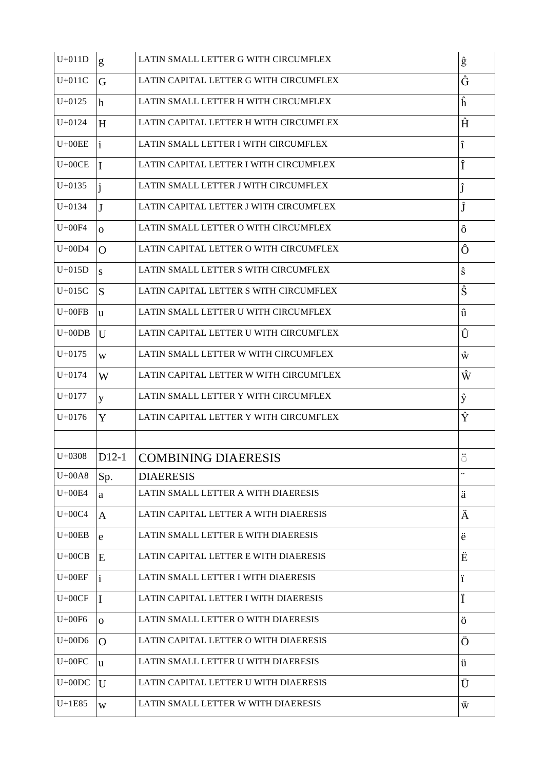| U+011D | g | LATIN SMALL LETTER G WITH CIRCUMFLEX | ĝ |
|---|---|---|---|
| U+011C | G | LATIN CAPITAL LETTER G WITH CIRCUMFLEX | Ĝ |
| U+0125 | h | LATIN SMALL LETTER H WITH CIRCUMFLEX | ĥ |
| U+0124 | H | LATIN CAPITAL LETTER H WITH CIRCUMFLEX | Ĥ |
| U+00EE | i | LATIN SMALL LETTER I WITH CIRCUMFLEX | î |
| U+00CE | I | LATIN CAPITAL LETTER I WITH CIRCUMFLEX | Î |
| U+0135 | j | LATIN SMALL LETTER J WITH CIRCUMFLEX | ĵ |
| U+0134 | J | LATIN CAPITAL LETTER J WITH CIRCUMFLEX | Ĵ |
| U+00F4 | o | LATIN SMALL LETTER O WITH CIRCUMFLEX | ô |
| U+00D4 | O | LATIN CAPITAL LETTER O WITH CIRCUMFLEX | Ô |
| U+015D | s | LATIN SMALL LETTER S WITH CIRCUMFLEX | ŝ |
| U+015C | S | LATIN CAPITAL LETTER S WITH CIRCUMFLEX | Ŝ |
| U+00FB | u | LATIN SMALL LETTER U WITH CIRCUMFLEX | û |
| U+00DB | U | LATIN CAPITAL LETTER U WITH CIRCUMFLEX | Û |
| U+0175 | w | LATIN SMALL LETTER W WITH CIRCUMFLEX | ŵ |
| U+0174 | W | LATIN CAPITAL LETTER W WITH CIRCUMFLEX | Ŵ |
| U+0177 | y | LATIN SMALL LETTER Y WITH CIRCUMFLEX | ŷ |
| U+0176 | Y | LATIN CAPITAL LETTER Y WITH CIRCUMFLEX | Ŷ |
| | | | |
| U+0308 | D12-1 | COMBINING DIAERESIS | ◌̈ |
| U+00A8 | Sp. | DIAERESIS | ¨ |
| U+00E4 | a | LATIN SMALL LETTER A WITH DIAERESIS | ä |
| U+00C4 | A | LATIN CAPITAL LETTER A WITH DIAERESIS | Ä |
| U+00EB | e | LATIN SMALL LETTER E WITH DIAERESIS | ë |
| U+00CB | E | LATIN CAPITAL LETTER E WITH DIAERESIS | Ë |
| U+00EF | i | LATIN SMALL LETTER I WITH DIAERESIS | ï |
| U+00CF | I | LATIN CAPITAL LETTER I WITH DIAERESIS | Ï |
| U+00F6 | o | LATIN SMALL LETTER O WITH DIAERESIS | ö |
| U+00D6 | O | LATIN CAPITAL LETTER O WITH DIAERESIS | Ö |
| U+00FC | u | LATIN SMALL LETTER U WITH DIAERESIS | ü |
| U+00DC | U | LATIN CAPITAL LETTER U WITH DIAERESIS | Ü |
| U+1E85 | w | LATIN SMALL LETTER W WITH DIAERESIS | ẅ |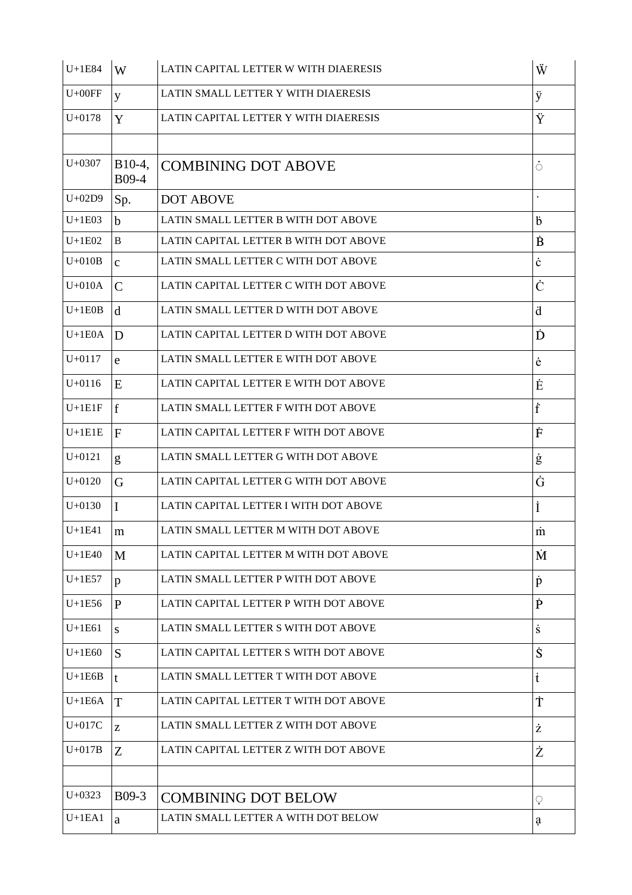| | | | |
|---|---|---|---|
| U+1E84 | W | LATIN CAPITAL LETTER W WITH DIAERESIS | Ẅ |
| U+00FF | y | LATIN SMALL LETTER Y WITH DIAERESIS | ÿ |
| U+0178 | Y | LATIN CAPITAL LETTER Y WITH DIAERESIS | Ÿ |
| | | | |
| U+0307 | B10-4, B09-4 | COMBINING DOT ABOVE | ◌̇ |
| U+02D9 | Sp. | DOT ABOVE | ˙ |
| U+1E03 | b | LATIN SMALL LETTER B WITH DOT ABOVE | ḃ |
| U+1E02 | B | LATIN CAPITAL LETTER B WITH DOT ABOVE | Ḃ |
| U+010B | c | LATIN SMALL LETTER C WITH DOT ABOVE | ċ |
| U+010A | C | LATIN CAPITAL LETTER C WITH DOT ABOVE | Ċ |
| U+1E0B | d | LATIN SMALL LETTER D WITH DOT ABOVE | ḋ |
| U+1E0A | D | LATIN CAPITAL LETTER D WITH DOT ABOVE | Ḋ |
| U+0117 | e | LATIN SMALL LETTER E WITH DOT ABOVE | ė |
| U+0116 | E | LATIN CAPITAL LETTER E WITH DOT ABOVE | Ė |
| U+1E1F | f | LATIN SMALL LETTER F WITH DOT ABOVE | ḟ |
| U+1E1E | F | LATIN CAPITAL LETTER F WITH DOT ABOVE | Ḟ |
| U+0121 | g | LATIN SMALL LETTER G WITH DOT ABOVE | ġ |
| U+0120 | G | LATIN CAPITAL LETTER G WITH DOT ABOVE | Ġ |
| U+0130 | I | LATIN CAPITAL LETTER I WITH DOT ABOVE | İ |
| U+1E41 | m | LATIN SMALL LETTER M WITH DOT ABOVE | ṁ |
| U+1E40 | M | LATIN CAPITAL LETTER M WITH DOT ABOVE | Ṁ |
| U+1E57 | p | LATIN SMALL LETTER P WITH DOT ABOVE | ṗ |
| U+1E56 | P | LATIN CAPITAL LETTER P WITH DOT ABOVE | Ṗ |
| U+1E61 | s | LATIN SMALL LETTER S WITH DOT ABOVE | ṡ |
| U+1E60 | S | LATIN CAPITAL LETTER S WITH DOT ABOVE | Ṡ |
| U+1E6B | t | LATIN SMALL LETTER T WITH DOT ABOVE | ṫ |
| U+1E6A | T | LATIN CAPITAL LETTER T WITH DOT ABOVE | Ṫ |
| U+017C | z | LATIN SMALL LETTER Z WITH DOT ABOVE | ż |
| U+017B | Z | LATIN CAPITAL LETTER Z WITH DOT ABOVE | Ż |
| | | | |
| U+0323 | B09-3 | COMBINING DOT BELOW | ◌̣ |
| U+1EA1 | a | LATIN SMALL LETTER A WITH DOT BELOW | ạ |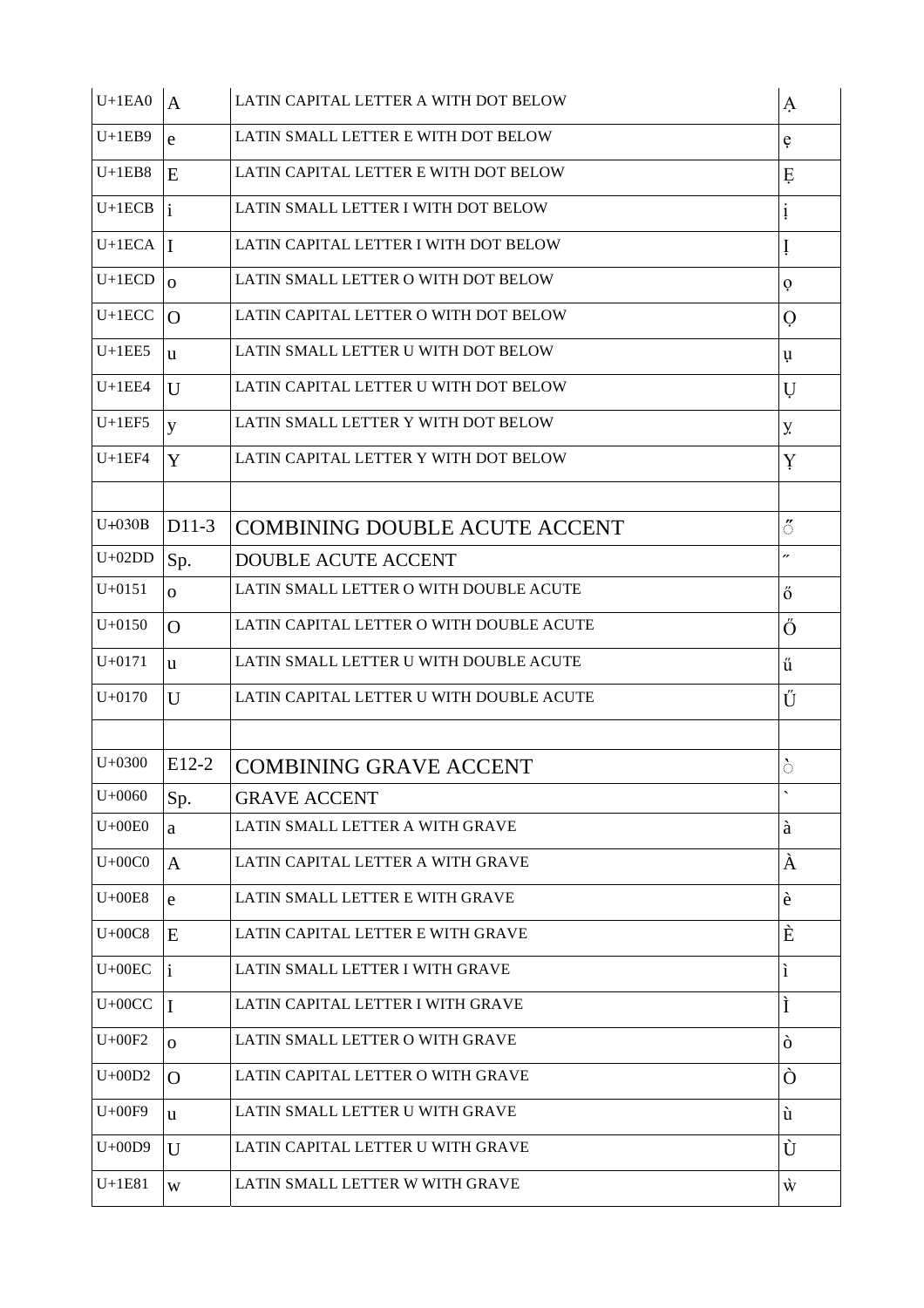| U+1EA0 | A | LATIN CAPITAL LETTER A WITH DOT BELOW | Ạ |
|---|---|---|---|
| U+1EB9 | e | LATIN SMALL LETTER E WITH DOT BELOW | ẹ |
| U+1EB8 | E | LATIN CAPITAL LETTER E WITH DOT BELOW | Ẹ |
| U+1ECB | i | LATIN SMALL LETTER I WITH DOT BELOW | ị |
| U+1ECA | I | LATIN CAPITAL LETTER I WITH DOT BELOW | Ị |
| U+1ECD | o | LATIN SMALL LETTER O WITH DOT BELOW | ọ |
| U+1ECC | O | LATIN CAPITAL LETTER O WITH DOT BELOW | Ọ |
| U+1EE5 | u | LATIN SMALL LETTER U WITH DOT BELOW | ụ |
| U+1EE4 | U | LATIN CAPITAL LETTER U WITH DOT BELOW | Ụ |
| U+1EF5 | y | LATIN SMALL LETTER Y WITH DOT BELOW | ỵ |
| U+1EF4 | Y | LATIN CAPITAL LETTER Y WITH DOT BELOW | Ỵ |
| | | | |
| U+030B | D11-3 | COMBINING DOUBLE ACUTE ACCENT | ◌̋ |
| U+02DD | Sp. | DOUBLE ACUTE ACCENT | ˝ |
| U+0151 | o | LATIN SMALL LETTER O WITH DOUBLE ACUTE | ő |
| U+0150 | O | LATIN CAPITAL LETTER O WITH DOUBLE ACUTE | Ő |
| U+0171 | u | LATIN SMALL LETTER U WITH DOUBLE ACUTE | ű |
| U+0170 | U | LATIN CAPITAL LETTER U WITH DOUBLE ACUTE | Ű |
| | | | |
| U+0300 | E12-2 | COMBINING GRAVE ACCENT | ◌̀ |
| U+0060 | Sp. | GRAVE ACCENT | ` |
| U+00E0 | a | LATIN SMALL LETTER A WITH GRAVE | à |
| U+00C0 | A | LATIN CAPITAL LETTER A WITH GRAVE | À |
| U+00E8 | e | LATIN SMALL LETTER E WITH GRAVE | è |
| U+00C8 | E | LATIN CAPITAL LETTER E WITH GRAVE | È |
| U+00EC | i | LATIN SMALL LETTER I WITH GRAVE | ì |
| U+00CC | I | LATIN CAPITAL LETTER I WITH GRAVE | Ì |
| U+00F2 | o | LATIN SMALL LETTER O WITH GRAVE | ò |
| U+00D2 | O | LATIN CAPITAL LETTER O WITH GRAVE | Ò |
| U+00F9 | u | LATIN SMALL LETTER U WITH GRAVE | ù |
| U+00D9 | U | LATIN CAPITAL LETTER U WITH GRAVE | Ù |
| U+1E81 | w | LATIN SMALL LETTER W WITH GRAVE | ẁ |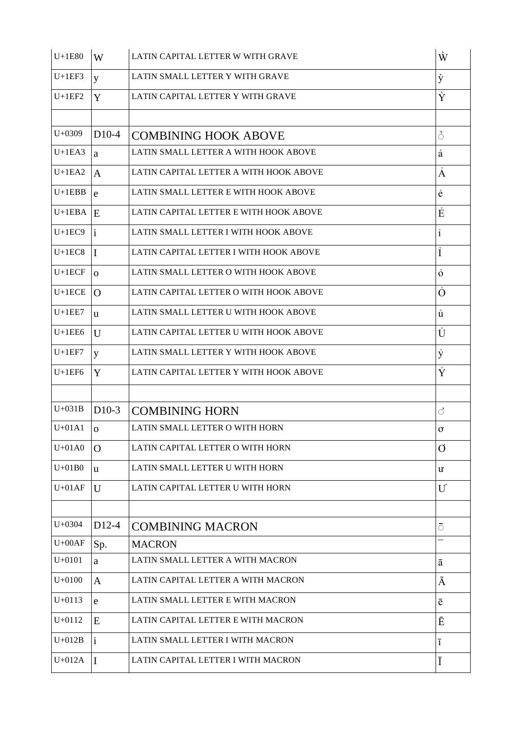| U+1E80 | W | LATIN CAPITAL LETTER W WITH GRAVE | Ẁ |
|---|---|---|---|
| U+1EF3 | y | LATIN SMALL LETTER Y WITH GRAVE | ỳ |
| U+1EF2 | Y | LATIN CAPITAL LETTER Y WITH GRAVE | Ỳ |
| | | | |
| U+0309 | D10-4 | COMBINING HOOK ABOVE | ̉ |
| U+1EA3 | a | LATIN SMALL LETTER A WITH HOOK ABOVE | ả |
| U+1EA2 | A | LATIN CAPITAL LETTER A WITH HOOK ABOVE | Ả |
| U+1EBB | e | LATIN SMALL LETTER E WITH HOOK ABOVE | ẻ |
| U+1EBA | E | LATIN CAPITAL LETTER E WITH HOOK ABOVE | Ẻ |
| U+1EC9 | i | LATIN SMALL LETTER I WITH HOOK ABOVE | ỉ |
| U+1EC8 | I | LATIN CAPITAL LETTER I WITH HOOK ABOVE | Ỉ |
| U+1ECF | o | LATIN SMALL LETTER O WITH HOOK ABOVE | ỏ |
| U+1ECE | O | LATIN CAPITAL LETTER O WITH HOOK ABOVE | Ỏ |
| U+1EE7 | u | LATIN SMALL LETTER U WITH HOOK ABOVE | ủ |
| U+1EE6 | U | LATIN CAPITAL LETTER U WITH HOOK ABOVE | Ủ |
| U+1EF7 | y | LATIN SMALL LETTER Y WITH HOOK ABOVE | ỷ |
| U+1EF6 | Y | LATIN CAPITAL LETTER Y WITH HOOK ABOVE | Ỷ |
| | | | |
| U+031B | D10-3 | COMBINING HORN | ̛ |
| U+01A1 | o | LATIN SMALL LETTER O WITH HORN | ơ |
| U+01A0 | O | LATIN CAPITAL LETTER O WITH HORN | Ơ |
| U+01B0 | u | LATIN SMALL LETTER U WITH HORN | ư |
| U+01AF | U | LATIN CAPITAL LETTER U WITH HORN | Ư |
| | | | |
| U+0304 | D12-4 | COMBINING MACRON | ̄ |
| U+00AF | Sp. | MACRON | ¯ |
| U+0101 | a | LATIN SMALL LETTER A WITH MACRON | ā |
| U+0100 | A | LATIN CAPITAL LETTER A WITH MACRON | Ā |
| U+0113 | e | LATIN SMALL LETTER E WITH MACRON | ē |
| U+0112 | E | LATIN CAPITAL LETTER E WITH MACRON | Ē |
| U+012B | i | LATIN SMALL LETTER I WITH MACRON | ī |
| U+012A | I | LATIN CAPITAL LETTER I WITH MACRON | Ī |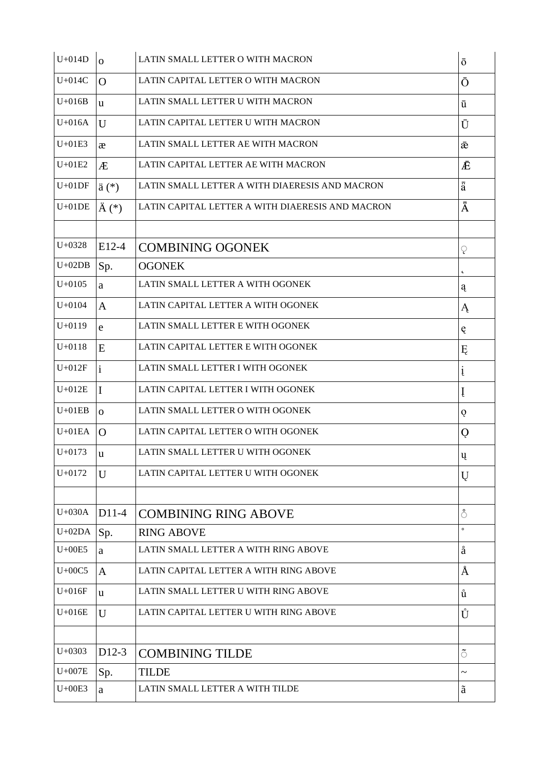| U+014D | o | LATIN SMALL LETTER O WITH MACRON | ō |
|---|---|---|---|
| U+014C | O | LATIN CAPITAL LETTER O WITH MACRON | Ō |
| U+016B | u | LATIN SMALL LETTER U WITH MACRON | ū |
| U+016A | U | LATIN CAPITAL LETTER U WITH MACRON | Ū |
| U+01E3 | æ | LATIN SMALL LETTER AE WITH MACRON | ǣ |
| U+01E2 | Æ | LATIN CAPITAL LETTER AE WITH MACRON | Ǣ |
| U+01DF | ä (*) | LATIN SMALL LETTER A WITH DIAERESIS AND MACRON | ǟ |
| U+01DE | Ä (*) | LATIN CAPITAL LETTER A WITH DIAERESIS AND MACRON | Ǟ |
| | | | |
| U+0328 | E12-4 | COMBINING OGONEK | ◌̨ |
| U+02DB | Sp. | OGONEK | ˛ |
| U+0105 | a | LATIN SMALL LETTER A WITH OGONEK | ą |
| U+0104 | A | LATIN CAPITAL LETTER A WITH OGONEK | Ą |
| U+0119 | e | LATIN SMALL LETTER E WITH OGONEK | ę |
| U+0118 | E | LATIN CAPITAL LETTER E WITH OGONEK | Ę |
| U+012F | i | LATIN SMALL LETTER I WITH OGONEK | į |
| U+012E | I | LATIN CAPITAL LETTER I WITH OGONEK | Į |
| U+01EB | o | LATIN SMALL LETTER O WITH OGONEK | ǫ |
| U+01EA | O | LATIN CAPITAL LETTER O WITH OGONEK | Ǫ |
| U+0173 | u | LATIN SMALL LETTER U WITH OGONEK | ų |
| U+0172 | U | LATIN CAPITAL LETTER U WITH OGONEK | Ų |
| | | | |
| U+030A | D11-4 | COMBINING RING ABOVE | ◌̊ |
| U+02DA | Sp. | RING ABOVE | ˚ |
| U+00E5 | a | LATIN SMALL LETTER A WITH RING ABOVE | å |
| U+00C5 | A | LATIN CAPITAL LETTER A WITH RING ABOVE | Å |
| U+016F | u | LATIN SMALL LETTER U WITH RING ABOVE | ů |
| U+016E | U | LATIN CAPITAL LETTER U WITH RING ABOVE | Ů |
| | | | |
| U+0303 | D12-3 | COMBINING TILDE | ◌̃ |
| U+007E | Sp. | TILDE | ~ |
| U+00E3 | a | LATIN SMALL LETTER A WITH TILDE | ã |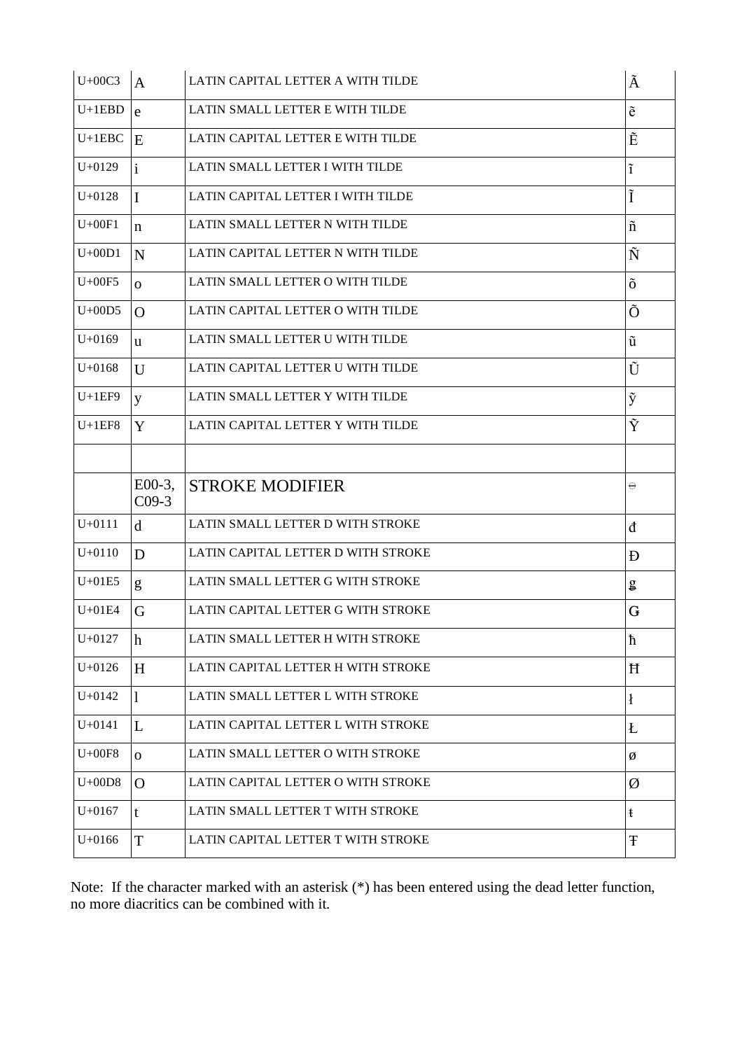| | | | |
|---|---|---|---|
| U+00C3 | A | LATIN CAPITAL LETTER A WITH TILDE | Ã |
| U+1EBD | e | LATIN SMALL LETTER E WITH TILDE | ẽ |
| U+1EBC | E | LATIN CAPITAL LETTER E WITH TILDE | Ẽ |
| U+0129 | i | LATIN SMALL LETTER I WITH TILDE | ĩ |
| U+0128 | I | LATIN CAPITAL LETTER I WITH TILDE | Ĩ |
| U+00F1 | n | LATIN SMALL LETTER N WITH TILDE | ñ |
| U+00D1 | N | LATIN CAPITAL LETTER N WITH TILDE | Ñ |
| U+00F5 | o | LATIN SMALL LETTER O WITH TILDE | õ |
| U+00D5 | O | LATIN CAPITAL LETTER O WITH TILDE | Õ |
| U+0169 | u | LATIN SMALL LETTER U WITH TILDE | ũ |
| U+0168 | U | LATIN CAPITAL LETTER U WITH TILDE | Ũ |
| U+1EF9 | y | LATIN SMALL LETTER Y WITH TILDE | ỹ |
| U+1EF8 | Y | LATIN CAPITAL LETTER Y WITH TILDE | Ỹ |
| | | | |
| | E00-3, C09-3 | STROKE MODIFIER | ⊖ |
| U+0111 | d | LATIN SMALL LETTER D WITH STROKE | đ |
| U+0110 | D | LATIN CAPITAL LETTER D WITH STROKE | Đ |
| U+01E5 | g | LATIN SMALL LETTER G WITH STROKE | ǥ |
| U+01E4 | G | LATIN CAPITAL LETTER G WITH STROKE | Ǥ |
| U+0127 | h | LATIN SMALL LETTER H WITH STROKE | ħ |
| U+0126 | H | LATIN CAPITAL LETTER H WITH STROKE | Ħ |
| U+0142 | l | LATIN SMALL LETTER L WITH STROKE | ł |
| U+0141 | L | LATIN CAPITAL LETTER L WITH STROKE | Ł |
| U+00F8 | o | LATIN SMALL LETTER O WITH STROKE | ø |
| U+00D8 | O | LATIN CAPITAL LETTER O WITH STROKE | Ø |
| U+0167 | t | LATIN SMALL LETTER T WITH STROKE | ŧ |
| U+0166 | T | LATIN CAPITAL LETTER T WITH STROKE | Ŧ |

Note: If the character marked with an asterisk (*) has been entered using the dead letter function, no more diacritics can be combined with it.